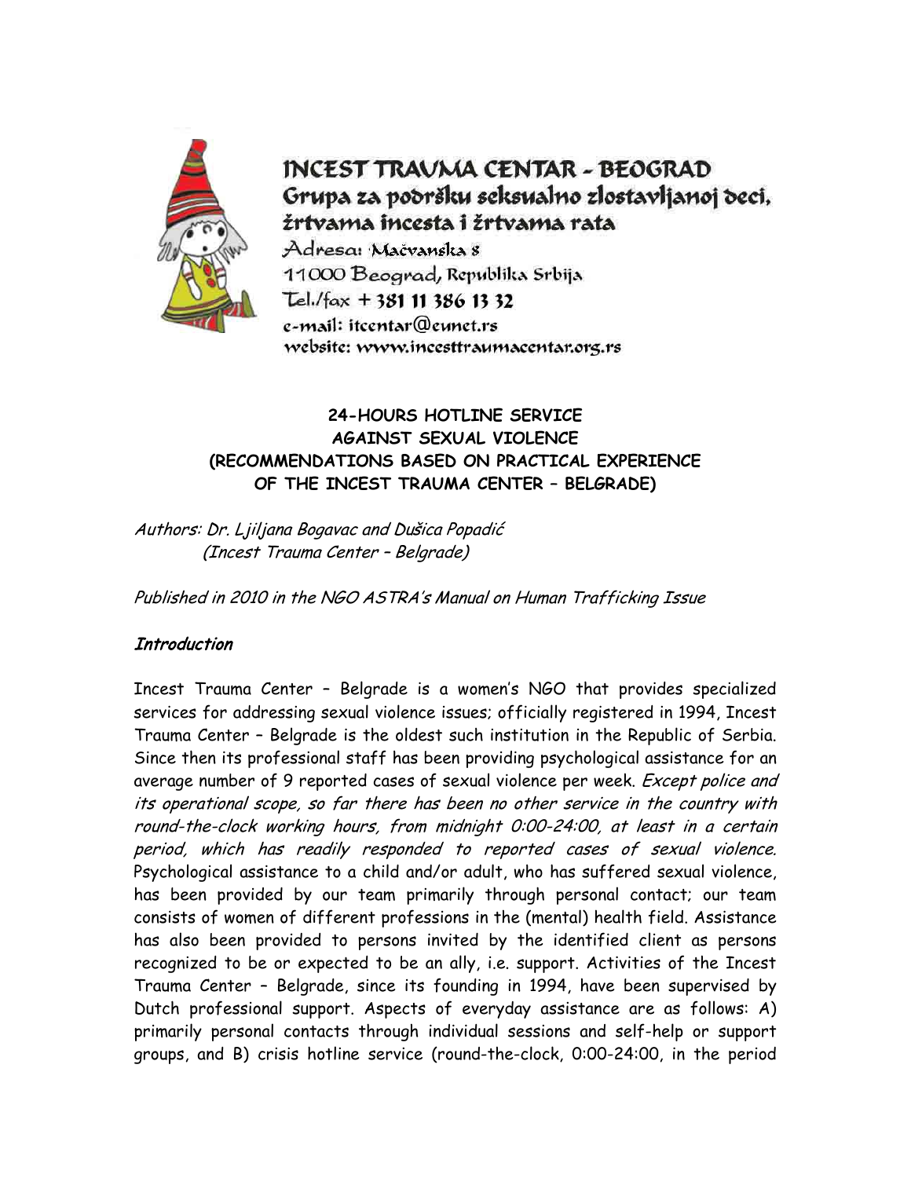**INCEST TRAUMA CENTAR - BEOGRAD**
**Grupa za podršku seksualno zlostavljanoj deci, žrtvama incesta i žrtvama rata**
Adresa: Mačvanska 8
11000 Beograd, Republika Srbija
Tel./fax + 381 11 386 13 32
e-mail: itcentar@eunet.rs
website: www.incesttraumacentar.org.rs

# 24-HOURS HOTLINE SERVICE AGAINST SEXUAL VIOLENCE (RECOMMENDATIONS BASED ON PRACTICAL EXPERIENCE OF THE INCEST TRAUMA CENTER – BELGRADE)

*Authors: Dr. Ljiljana Bogavac and Dušica Popadić (Incest Trauma Center – Belgrade)*

*Published in 2010 in the NGO ASTRA's Manual on Human Trafficking Issue*

## *Introduction*

Incest Trauma Center – Belgrade is a women's NGO that provides specialized services for addressing sexual violence issues; officially registered in 1994, Incest Trauma Center – Belgrade is the oldest such institution in the Republic of Serbia. Since then its professional staff has been providing psychological assistance for an average number of 9 reported cases of sexual violence per week. *Except police and its operational scope, so far there has been no other service in the country with round-the-clock working hours, from midnight 0:00-24:00, at least in a certain period, which has readily responded to reported cases of sexual violence.* Psychological assistance to a child and/or adult, who has suffered sexual violence, has been provided by our team primarily through personal contact; our team consists of women of different professions in the (mental) health field. Assistance has also been provided to persons invited by the identified client as persons recognized to be or expected to be an ally, i.e. support. Activities of the Incest Trauma Center – Belgrade, since its founding in 1994, have been supervised by Dutch professional support. Aspects of everyday assistance are as follows: A) primarily personal contacts through individual sessions and self-help or support groups, and B) crisis hotline service (round-the-clock, 0:00-24:00, in the period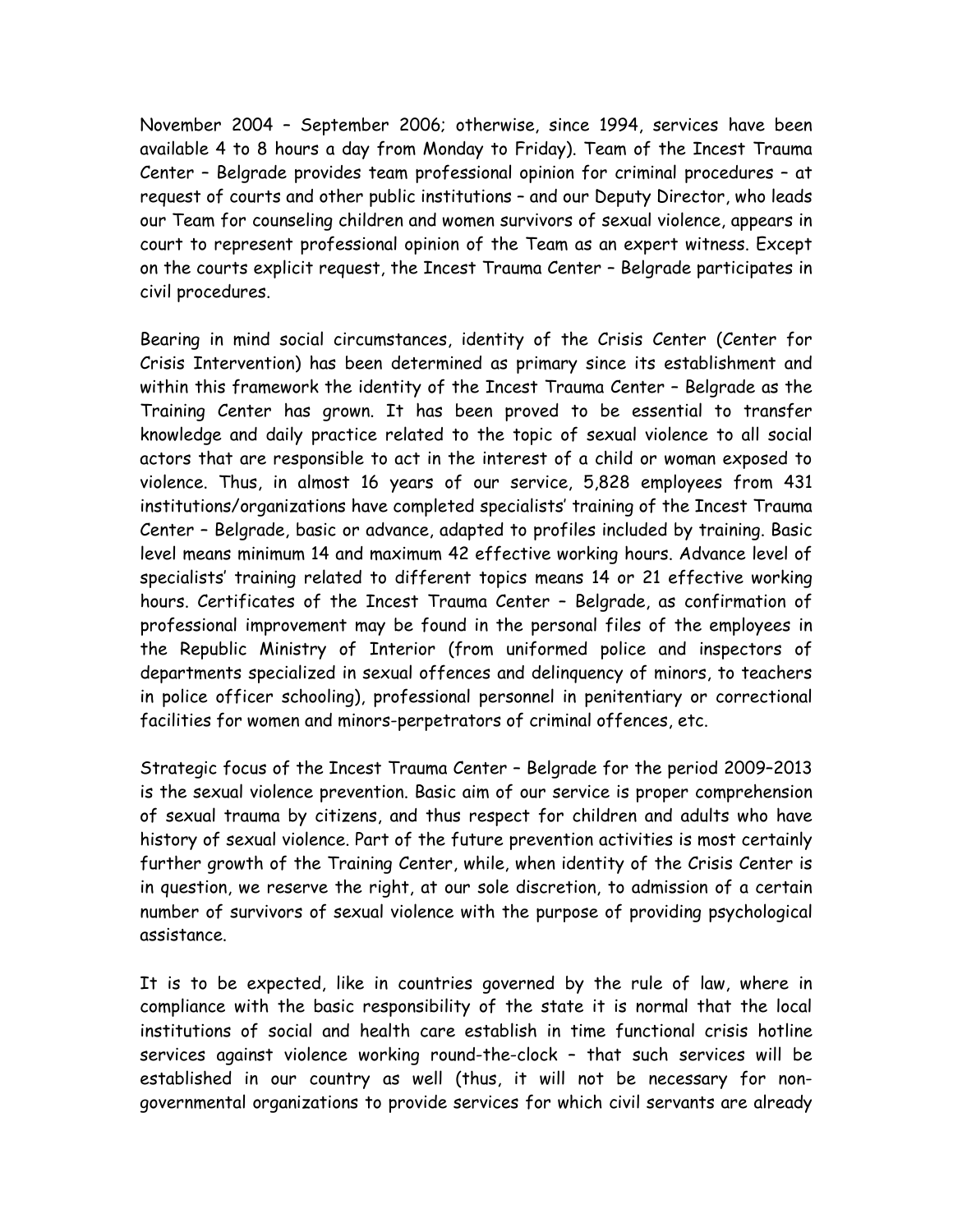November 2004 – September 2006; otherwise, since 1994, services have been available 4 to 8 hours a day from Monday to Friday). Team of the Incest Trauma Center – Belgrade provides team professional opinion for criminal procedures – at request of courts and other public institutions – and our Deputy Director, who leads our Team for counseling children and women survivors of sexual violence, appears in court to represent professional opinion of the Team as an expert witness. Except on the courts explicit request, the Incest Trauma Center – Belgrade participates in civil procedures.

Bearing in mind social circumstances, identity of the Crisis Center (Center for Crisis Intervention) has been determined as primary since its establishment and within this framework the identity of the Incest Trauma Center – Belgrade as the Training Center has grown. It has been proved to be essential to transfer knowledge and daily practice related to the topic of sexual violence to all social actors that are responsible to act in the interest of a child or woman exposed to violence. Thus, in almost 16 years of our service, 5,828 employees from 431 institutions/organizations have completed specialists' training of the Incest Trauma Center – Belgrade, basic or advance, adapted to profiles included by training. Basic level means minimum 14 and maximum 42 effective working hours. Advance level of specialists' training related to different topics means 14 or 21 effective working hours. Certificates of the Incest Trauma Center – Belgrade, as confirmation of professional improvement may be found in the personal files of the employees in the Republic Ministry of Interior (from uniformed police and inspectors of departments specialized in sexual offences and delinquency of minors, to teachers in police officer schooling), professional personnel in penitentiary or correctional facilities for women and minors-perpetrators of criminal offences, etc.

Strategic focus of the Incest Trauma Center – Belgrade for the period 2009–2013 is the sexual violence prevention. Basic aim of our service is proper comprehension of sexual trauma by citizens, and thus respect for children and adults who have history of sexual violence. Part of the future prevention activities is most certainly further growth of the Training Center, while, when identity of the Crisis Center is in question, we reserve the right, at our sole discretion, to admission of a certain number of survivors of sexual violence with the purpose of providing psychological assistance.

It is to be expected, like in countries governed by the rule of law, where in compliance with the basic responsibility of the state it is normal that the local institutions of social and health care establish in time functional crisis hotline services against violence working round-the-clock – that such services will be established in our country as well (thus, it will not be necessary for non-governmental organizations to provide services for which civil servants are already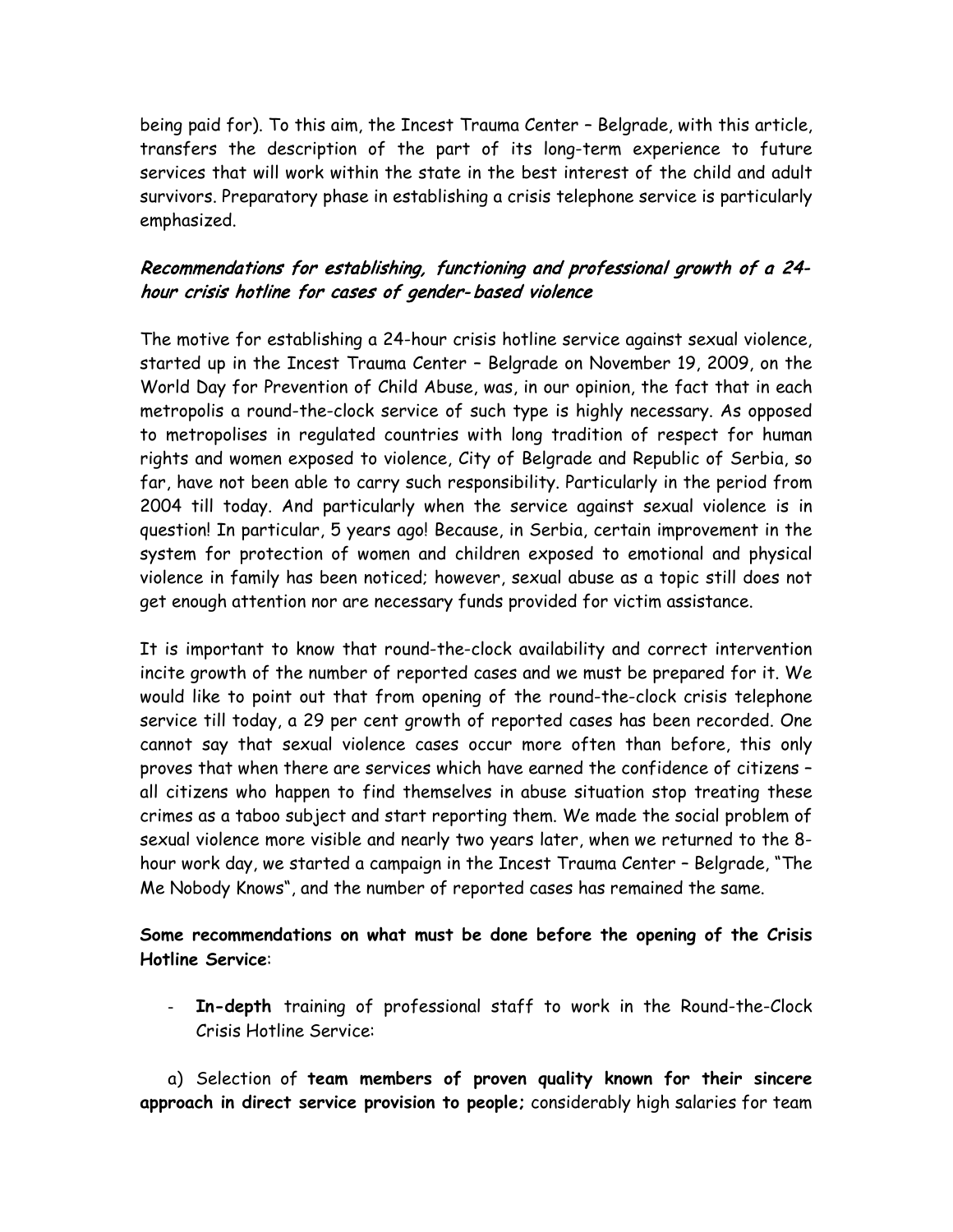being paid for). To this aim, the Incest Trauma Center – Belgrade, with this article, transfers the description of the part of its long-term experience to future services that will work within the state in the best interest of the child and adult survivors. Preparatory phase in establishing a crisis telephone service is particularly emphasized.

### *Recommendations for establishing, functioning and professional growth of a 24-hour crisis hotline for cases of gender-based violence*

The motive for establishing a 24-hour crisis hotline service against sexual violence, started up in the Incest Trauma Center – Belgrade on November 19, 2009, on the World Day for Prevention of Child Abuse, was, in our opinion, the fact that in each metropolis a round-the-clock service of such type is highly necessary. As opposed to metropolises in regulated countries with long tradition of respect for human rights and women exposed to violence, City of Belgrade and Republic of Serbia, so far, have not been able to carry such responsibility. Particularly in the period from 2004 till today. And particularly when the service against sexual violence is in question! In particular, 5 years ago! Because, in Serbia, certain improvement in the system for protection of women and children exposed to emotional and physical violence in family has been noticed; however, sexual abuse as a topic still does not get enough attention nor are necessary funds provided for victim assistance.

It is important to know that round-the-clock availability and correct intervention incite growth of the number of reported cases and we must be prepared for it. We would like to point out that from opening of the round-the-clock crisis telephone service till today, a 29 per cent growth of reported cases has been recorded. One cannot say that sexual violence cases occur more often than before, this only proves that when there are services which have earned the confidence of citizens – all citizens who happen to find themselves in abuse situation stop treating these crimes as a taboo subject and start reporting them. We made the social problem of sexual violence more visible and nearly two years later, when we returned to the 8-hour work day, we started a campaign in the Incest Trauma Center – Belgrade, "The Me Nobody Knows", and the number of reported cases has remained the same.

**Some recommendations on what must be done before the opening of the Crisis Hotline Service**:

- **In-depth** training of professional staff to work in the Round-the-Clock Crisis Hotline Service:

a) Selection of **team members of proven quality known for their sincere approach in direct service provision to people;** considerably high salaries for team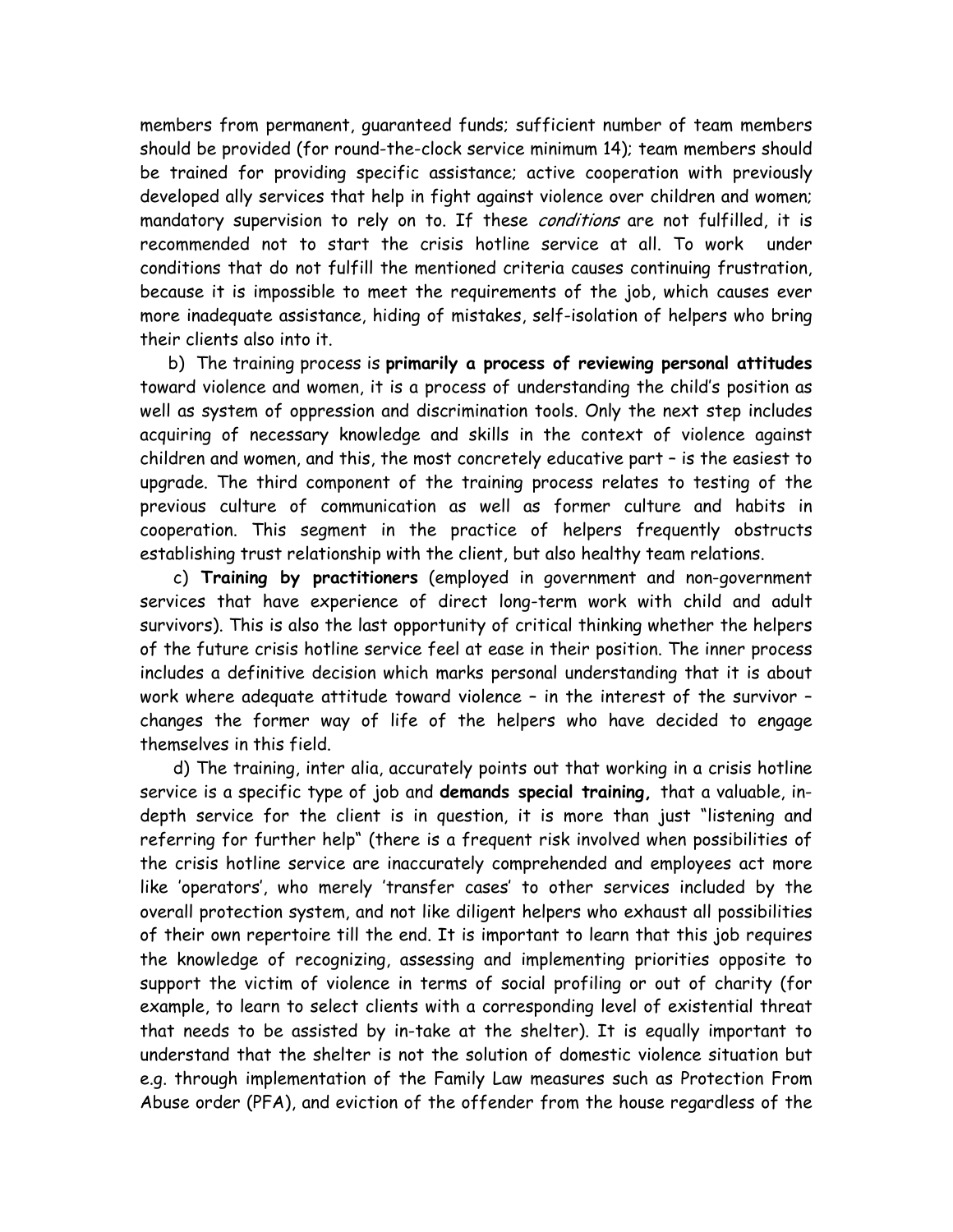members from permanent, guaranteed funds; sufficient number of team members should be provided (for round-the-clock service minimum 14); team members should be trained for providing specific assistance; active cooperation with previously developed ally services that help in fight against violence over children and women; mandatory supervision to rely on to. If these *conditions* are not fulfilled, it is recommended not to start the crisis hotline service at all. To work under conditions that do not fulfill the mentioned criteria causes continuing frustration, because it is impossible to meet the requirements of the job, which causes ever more inadequate assistance, hiding of mistakes, self-isolation of helpers who bring their clients also into it.

b) The training process is **primarily a process of reviewing personal attitudes** toward violence and women, it is a process of understanding the child's position as well as system of oppression and discrimination tools. Only the next step includes acquiring of necessary knowledge and skills in the context of violence against children and women, and this, the most concretely educative part – is the easiest to upgrade. The third component of the training process relates to testing of the previous culture of communication as well as former culture and habits in cooperation. This segment in the practice of helpers frequently obstructs establishing trust relationship with the client, but also healthy team relations.

c) **Training by practitioners** (employed in government and non-government services that have experience of direct long-term work with child and adult survivors). This is also the last opportunity of critical thinking whether the helpers of the future crisis hotline service feel at ease in their position. The inner process includes a definitive decision which marks personal understanding that it is about work where adequate attitude toward violence – in the interest of the survivor – changes the former way of life of the helpers who have decided to engage themselves in this field.

d) The training, inter alia, accurately points out that working in a crisis hotline service is a specific type of job and **demands special training,** that a valuable, in-depth service for the client is in question, it is more than just "listening and referring for further help" (there is a frequent risk involved when possibilities of the crisis hotline service are inaccurately comprehended and employees act more like 'operators', who merely 'transfer cases' to other services included by the overall protection system, and not like diligent helpers who exhaust all possibilities of their own repertoire till the end. It is important to learn that this job requires the knowledge of recognizing, assessing and implementing priorities opposite to support the victim of violence in terms of social profiling or out of charity (for example, to learn to select clients with a corresponding level of existential threat that needs to be assisted by in-take at the shelter). It is equally important to understand that the shelter is not the solution of domestic violence situation but e.g. through implementation of the Family Law measures such as Protection From Abuse order (PFA), and eviction of the offender from the house regardless of the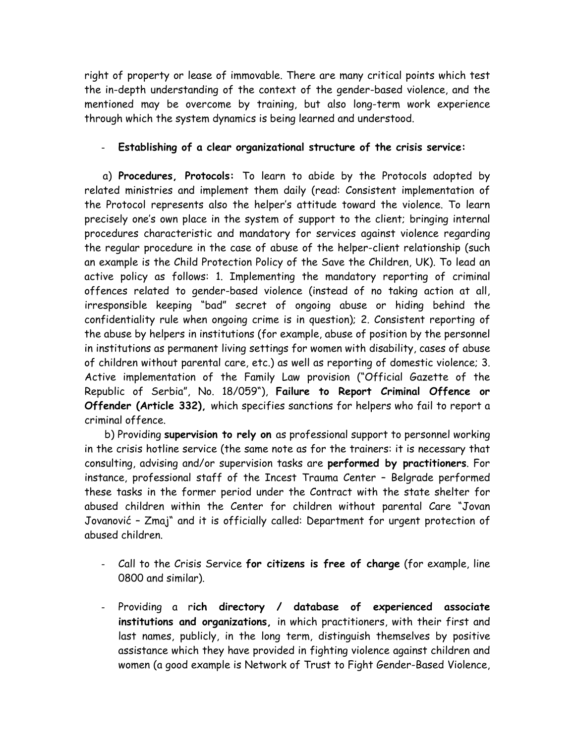right of property or lease of immovable. There are many critical points which test the in-depth understanding of the context of the gender-based violence, and the mentioned may be overcome by training, but also long-term work experience through which the system dynamics is being learned and understood.

- **Establishing of a clear organizational structure of the crisis service:**

a) **Procedures, Protocols:** To learn to abide by the Protocols adopted by related ministries and implement them daily (read: Consistent implementation of the Protocol represents also the helper's attitude toward the violence. To learn precisely one's own place in the system of support to the client; bringing internal procedures characteristic and mandatory for services against violence regarding the regular procedure in the case of abuse of the helper-client relationship (such an example is the Child Protection Policy of the Save the Children, UK). To lead an active policy as follows: 1. Implementing the mandatory reporting of criminal offences related to gender-based violence (instead of no taking action at all, irresponsible keeping "bad" secret of ongoing abuse or hiding behind the confidentiality rule when ongoing crime is in question); 2. Consistent reporting of the abuse by helpers in institutions (for example, abuse of position by the personnel in institutions as permanent living settings for women with disability, cases of abuse of children without parental care, etc.) as well as reporting of domestic violence; 3. Active implementation of the Family Law provision ("Official Gazette of the Republic of Serbia", No. 18/059"), **Failure to Report Criminal Offence or Offender (Article 332),** which specifies sanctions for helpers who fail to report a criminal offence.

b) Providing **supervision to rely on** as professional support to personnel working in the crisis hotline service (the same note as for the trainers: it is necessary that consulting, advising and/or supervision tasks are **performed by practitioners**. For instance, professional staff of the Incest Trauma Center – Belgrade performed these tasks in the former period under the Contract with the state shelter for abused children within the Center for children without parental Care "Jovan Jovanović – Zmaj" and it is officially called: Department for urgent protection of abused children.

- Call to the Crisis Service **for citizens is free of charge** (for example, line 0800 and similar).

- Providing a r**ich directory / database of experienced associate institutions and organizations,** in which practitioners, with their first and last names, publicly, in the long term, distinguish themselves by positive assistance which they have provided in fighting violence against children and women (a good example is Network of Trust to Fight Gender-Based Violence,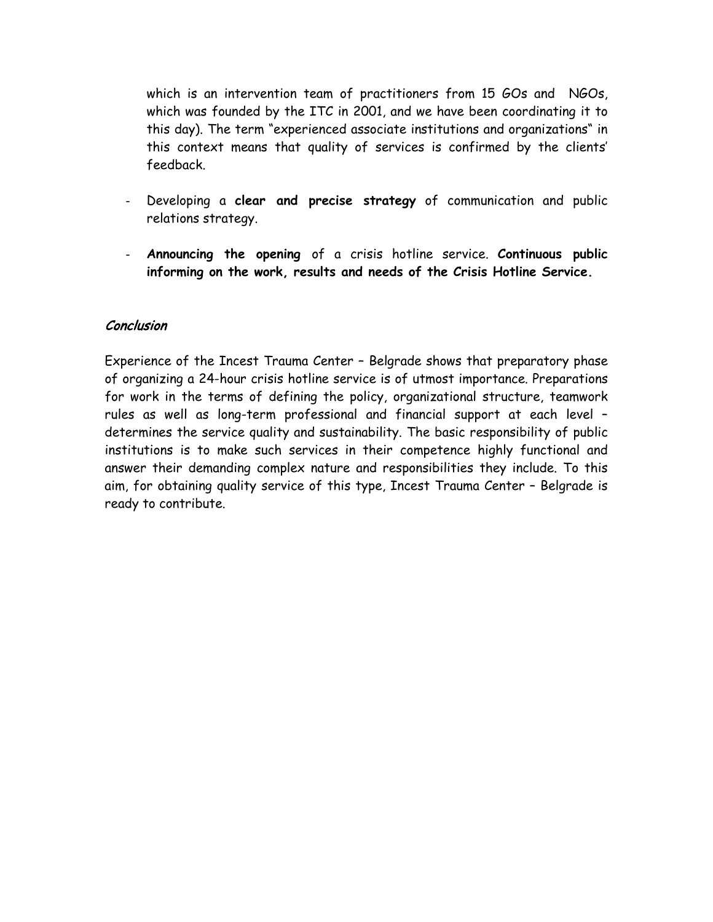which is an intervention team of practitioners from 15 GOs and NGOs, which was founded by the ITC in 2001, and we have been coordinating it to this day). The term "experienced associate institutions and organizations" in this context means that quality of services is confirmed by the clients' feedback.

- Developing a **clear and precise strategy** of communication and public relations strategy.
- **Announcing the opening** of a crisis hotline service. **Continuous public informing on the work, results and needs of the Crisis Hotline Service.**

### *Conclusion*

Experience of the Incest Trauma Center – Belgrade shows that preparatory phase of organizing a 24-hour crisis hotline service is of utmost importance. Preparations for work in the terms of defining the policy, organizational structure, teamwork rules as well as long-term professional and financial support at each level – determines the service quality and sustainability. The basic responsibility of public institutions is to make such services in their competence highly functional and answer their demanding complex nature and responsibilities they include. To this aim, for obtaining quality service of this type, Incest Trauma Center – Belgrade is ready to contribute.